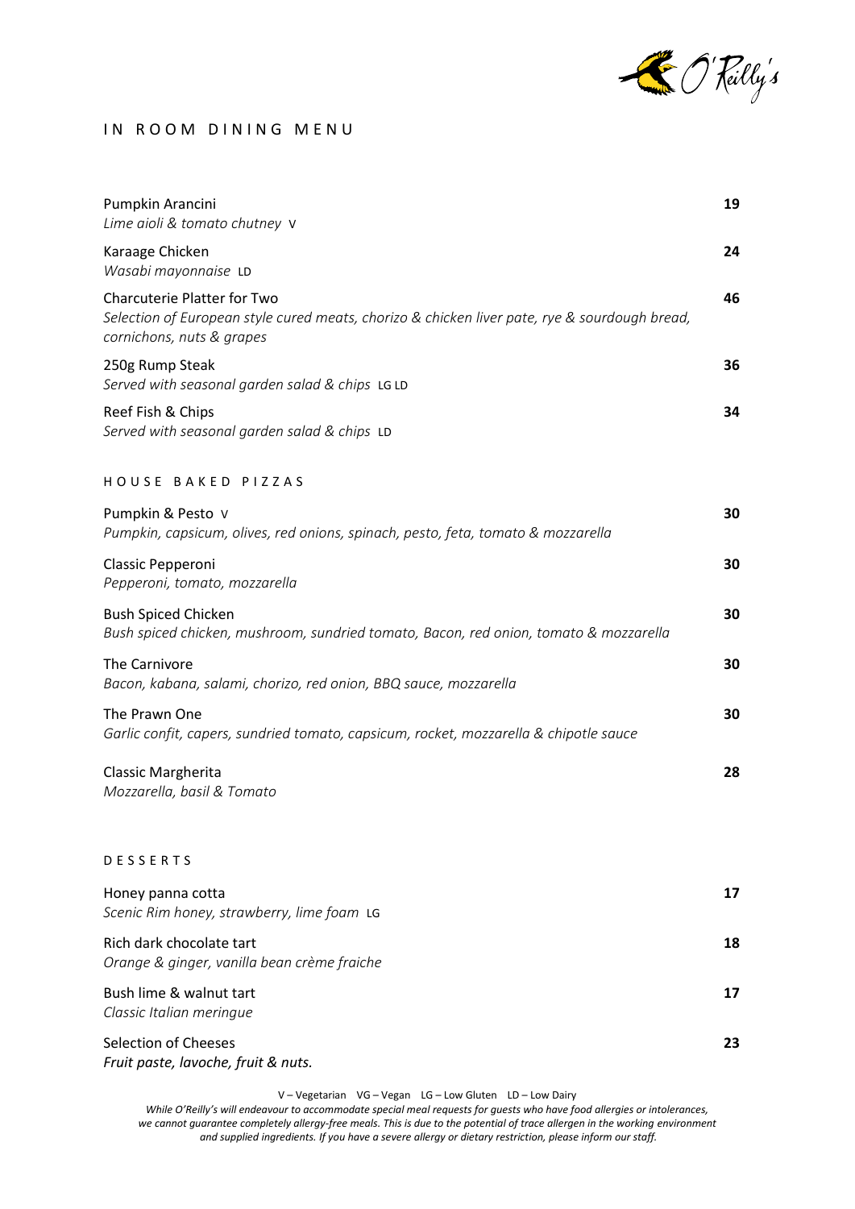O'Reilly's

# IN ROOM DINING MENU

**Pumpkin Arancini** — 19
*Lime aioli & tomato chutney* V

**Karaage Chicken** — 24
*Wasabi mayonnaise* LD

**Charcuterie Platter for Two** — 46
*Selection of European style cured meats, chorizo & chicken liver pate, rye & sourdough bread, cornichons, nuts & grapes*

**250g Rump Steak** — 36
*Served with seasonal garden salad & chips* LG LD

**Reef Fish & Chips** — 34
*Served with seasonal garden salad & chips* LD

## HOUSE BAKED PIZZAS

**Pumpkin & Pesto** V — 30
*Pumpkin, capsicum, olives, red onions, spinach, pesto, feta, tomato & mozzarella*

**Classic Pepperoni** — 30
*Pepperoni, tomato, mozzarella*

**Bush Spiced Chicken** — 30
*Bush spiced chicken, mushroom, sundried tomato, Bacon, red onion, tomato & mozzarella*

**The Carnivore** — 30
*Bacon, kabana, salami, chorizo, red onion, BBQ sauce, mozzarella*

**The Prawn One** — 30
*Garlic confit, capers, sundried tomato, capsicum, rocket, mozzarella & chipotle sauce*

**Classic Margherita** — 28
*Mozzarella, basil & Tomato*

## DESSERTS

**Honey panna cotta** — 17
*Scenic Rim honey, strawberry, lime foam* LG

**Rich dark chocolate tart** — 18
*Orange & ginger, vanilla bean crème fraiche*

**Bush lime & walnut tart** — 17
*Classic Italian meringue*

**Selection of Cheeses** — 23
*Fruit paste, lavoche, fruit & nuts.*

V – Vegetarian VG – Vegan LG – Low Gluten LD – Low Dairy

*While O'Reilly's will endeavour to accommodate special meal requests for guests who have food allergies or intolerances, we cannot guarantee completely allergy-free meals. This is due to the potential of trace allergen in the working environment and supplied ingredients. If you have a severe allergy or dietary restriction, please inform our staff.*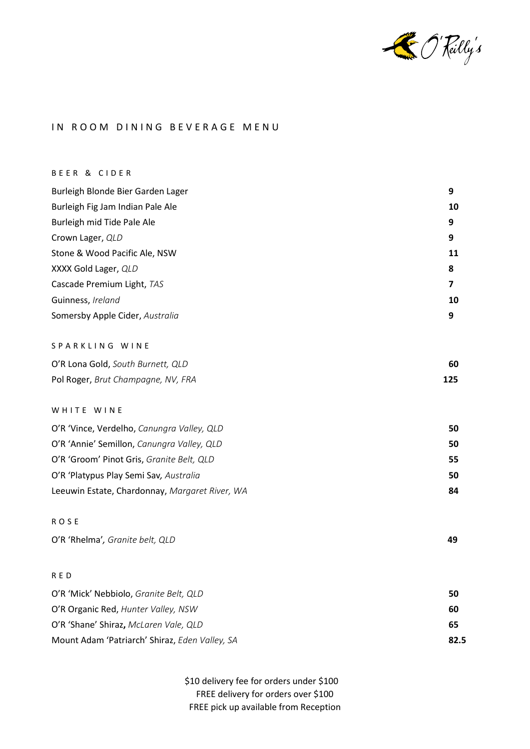O'Reilly's

# IN ROOM DINING BEVERAGE MENU

## BEER & CIDER

| | |
|---|---|
| Burleigh Blonde Bier Garden Lager | **9** |
| Burleigh Fig Jam Indian Pale Ale | **10** |
| Burleigh mid Tide Pale Ale | **9** |
| Crown Lager, *QLD* | **9** |
| Stone & Wood Pacific Ale, NSW | **11** |
| XXXX Gold Lager, *QLD* | **8** |
| Cascade Premium Light, *TAS* | **7** |
| Guinness, *Ireland* | **10** |
| Somersby Apple Cider, *Australia* | **9** |

## SPARKLING WINE

| | |
|---|---|
| O'R Lona Gold, *South Burnett, QLD* | **60** |
| Pol Roger, *Brut Champagne, NV, FRA* | **125** |

## WHITE WINE

| | |
|---|---|
| O'R 'Vince, Verdelho, *Canungra Valley, QLD* | **50** |
| O'R 'Annie' Semillon, *Canungra Valley, QLD* | **50** |
| O'R 'Groom' Pinot Gris, *Granite Belt, QLD* | **55** |
| O'R 'Platypus Play Semi Sav*, Australia* | **50** |
| Leeuwin Estate, Chardonnay, *Margaret River, WA* | **84** |

## ROSE

| | |
|---|---|
| O'R 'Rhelma'*, Granite belt, QLD* | **49** |

## RED

| | |
|---|---|
| O'R 'Mick' Nebbiolo, *Granite Belt, QLD* | **50** |
| O'R Organic Red, *Hunter Valley, NSW* | **60** |
| O'R 'Shane' Shiraz**,** *McLaren Vale, QLD* | **65** |
| Mount Adam 'Patriarch' Shiraz, *Eden Valley, SA* | **82.5** |

$10 delivery fee for orders under $100
FREE delivery for orders over $100
FREE pick up available from Reception